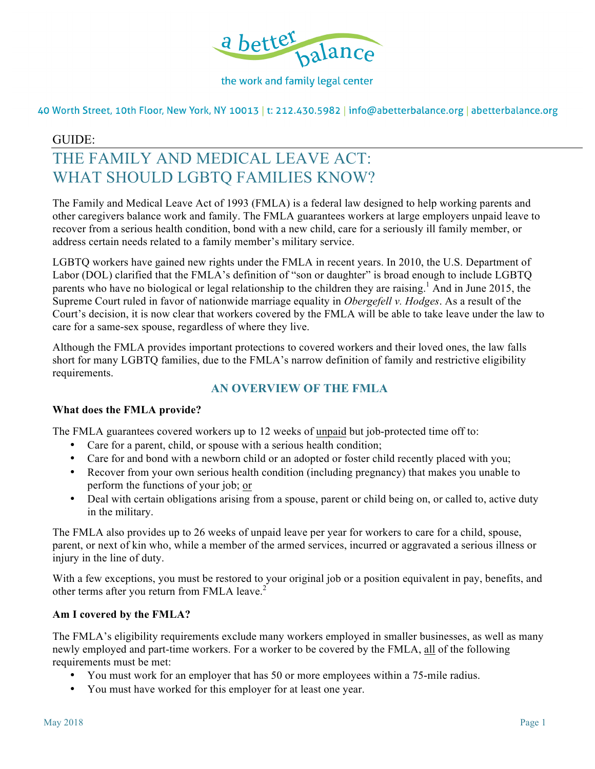a better balance

the work and family legal center

40 Worth Street, 10th Floor, New York, NY 10013 | t: 212.430.5982 | info@abetterbalance.org | abetterbalance.org

GUIDE:

# THE FAMILY AND MEDICAL LEAVE ACT: WHAT SHOULD LGBTQ FAMILIES KNOW?

The Family and Medical Leave Act of 1993 (FMLA) is a federal law designed to help working parents and other caregivers balance work and family. The FMLA guarantees workers at large employers unpaid leave to recover from a serious health condition, bond with a new child, care for a seriously ill family member, or address certain needs related to a family member's military service.

LGBTQ workers have gained new rights under the FMLA in recent years. In 2010, the U.S. Department of Labor (DOL) clarified that the FMLA's definition of "son or daughter" is broad enough to include LGBTQ parents who have no biological or legal relationship to the children they are raising.[1] And in June 2015, the Supreme Court ruled in favor of nationwide marriage equality in *Obergefell v. Hodges*. As a result of the Court's decision, it is now clear that workers covered by the FMLA will be able to take leave under the law to care for a same-sex spouse, regardless of where they live.

Although the FMLA provides important protections to covered workers and their loved ones, the law falls short for many LGBTQ families, due to the FMLA's narrow definition of family and restrictive eligibility requirements.

## AN OVERVIEW OF THE FMLA

**What does the FMLA provide?**

The FMLA guarantees covered workers up to 12 weeks of unpaid but job-protected time off to:

- Care for a parent, child, or spouse with a serious health condition;
- Care for and bond with a newborn child or an adopted or foster child recently placed with you;
- Recover from your own serious health condition (including pregnancy) that makes you unable to perform the functions of your job; or
- Deal with certain obligations arising from a spouse, parent or child being on, or called to, active duty in the military.

The FMLA also provides up to 26 weeks of unpaid leave per year for workers to care for a child, spouse, parent, or next of kin who, while a member of the armed services, incurred or aggravated a serious illness or injury in the line of duty.

With a few exceptions, you must be restored to your original job or a position equivalent in pay, benefits, and other terms after you return from FMLA leave.[2]

**Am I covered by the FMLA?**

The FMLA's eligibility requirements exclude many workers employed in smaller businesses, as well as many newly employed and part-time workers. For a worker to be covered by the FMLA, all of the following requirements must be met:

- You must work for an employer that has 50 or more employees within a 75-mile radius.
- You must have worked for this employer for at least one year.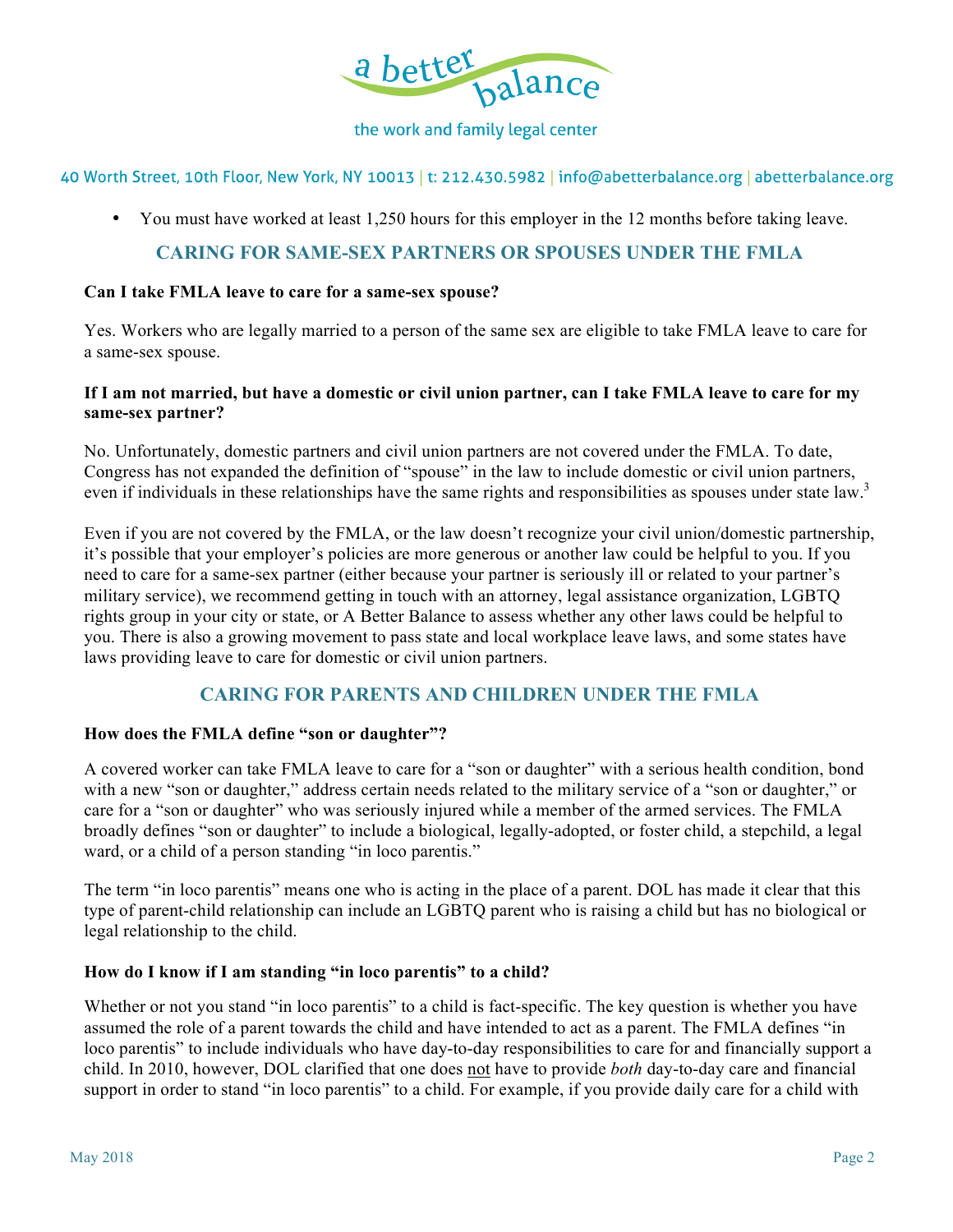- You must have worked at least 1,250 hours for this employer in the 12 months before taking leave.

## CARING FOR SAME-SEX PARTNERS OR SPOUSES UNDER THE FMLA

**Can I take FMLA leave to care for a same-sex spouse?**

Yes. Workers who are legally married to a person of the same sex are eligible to take FMLA leave to care for a same-sex spouse.

**If I am not married, but have a domestic or civil union partner, can I take FMLA leave to care for my same-sex partner?**

No. Unfortunately, domestic partners and civil union partners are not covered under the FMLA. To date, Congress has not expanded the definition of "spouse" in the law to include domestic or civil union partners, even if individuals in these relationships have the same rights and responsibilities as spouses under state law.[3]

Even if you are not covered by the FMLA, or the law doesn't recognize your civil union/domestic partnership, it's possible that your employer's policies are more generous or another law could be helpful to you. If you need to care for a same-sex partner (either because your partner is seriously ill or related to your partner's military service), we recommend getting in touch with an attorney, legal assistance organization, LGBTQ rights group in your city or state, or A Better Balance to assess whether any other laws could be helpful to you. There is also a growing movement to pass state and local workplace leave laws, and some states have laws providing leave to care for domestic or civil union partners.

## CARING FOR PARENTS AND CHILDREN UNDER THE FMLA

**How does the FMLA define "son or daughter"?**

A covered worker can take FMLA leave to care for a "son or daughter" with a serious health condition, bond with a new "son or daughter," address certain needs related to the military service of a "son or daughter," or care for a "son or daughter" who was seriously injured while a member of the armed services. The FMLA broadly defines "son or daughter" to include a biological, legally-adopted, or foster child, a stepchild, a legal ward, or a child of a person standing "in loco parentis."

The term "in loco parentis" means one who is acting in the place of a parent. DOL has made it clear that this type of parent-child relationship can include an LGBTQ parent who is raising a child but has no biological or legal relationship to the child.

**How do I know if I am standing "in loco parentis" to a child?**

Whether or not you stand "in loco parentis" to a child is fact-specific. The key question is whether you have assumed the role of a parent towards the child and have intended to act as a parent. The FMLA defines "in loco parentis" to include individuals who have day-to-day responsibilities to care for and financially support a child. In 2010, however, DOL clarified that one does <u>not</u> have to provide *both* day-to-day care and financial support in order to stand "in loco parentis" to a child. For example, if you provide daily care for a child with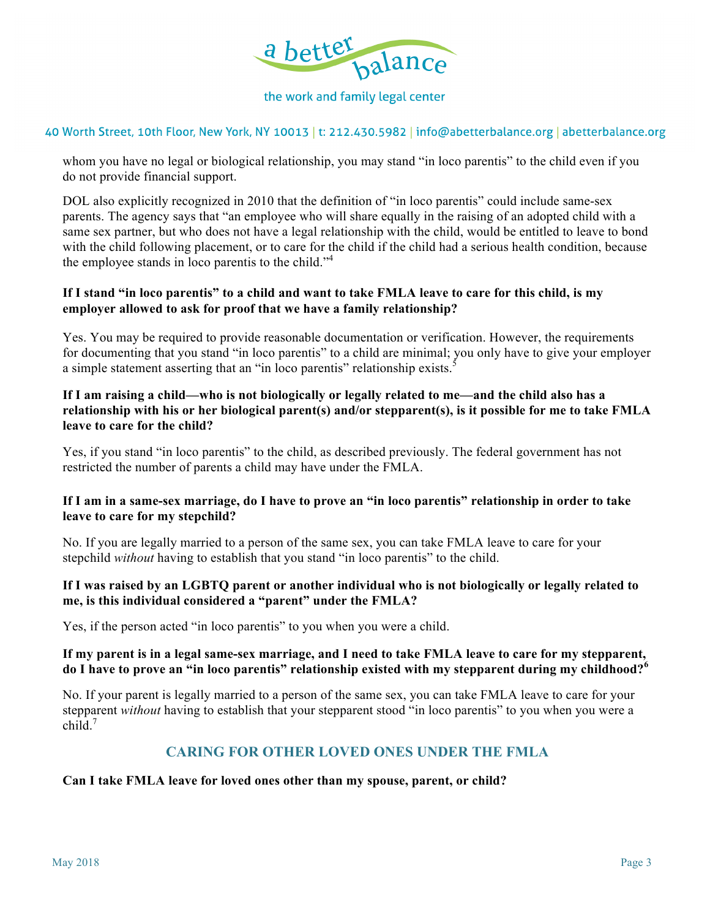whom you have no legal or biological relationship, you may stand "in loco parentis" to the child even if you do not provide financial support.

DOL also explicitly recognized in 2010 that the definition of "in loco parentis" could include same-sex parents. The agency says that "an employee who will share equally in the raising of an adopted child with a same sex partner, but who does not have a legal relationship with the child, would be entitled to leave to bond with the child following placement, or to care for the child if the child had a serious health condition, because the employee stands in loco parentis to the child."[4]

**If I stand "in loco parentis" to a child and want to take FMLA leave to care for this child, is my employer allowed to ask for proof that we have a family relationship?**

Yes. You may be required to provide reasonable documentation or verification. However, the requirements for documenting that you stand "in loco parentis" to a child are minimal; you only have to give your employer a simple statement asserting that an "in loco parentis" relationship exists.[5]

**If I am raising a child—who is not biologically or legally related to me—and the child also has a relationship with his or her biological parent(s) and/or stepparent(s), is it possible for me to take FMLA leave to care for the child?**

Yes, if you stand "in loco parentis" to the child, as described previously. The federal government has not restricted the number of parents a child may have under the FMLA.

**If I am in a same-sex marriage, do I have to prove an "in loco parentis" relationship in order to take leave to care for my stepchild?**

No. If you are legally married to a person of the same sex, you can take FMLA leave to care for your stepchild *without* having to establish that you stand "in loco parentis" to the child.

**If I was raised by an LGBTQ parent or another individual who is not biologically or legally related to me, is this individual considered a "parent" under the FMLA?**

Yes, if the person acted "in loco parentis" to you when you were a child.

**If my parent is in a legal same-sex marriage, and I need to take FMLA leave to care for my stepparent, do I have to prove an "in loco parentis" relationship existed with my stepparent during my childhood?[6]**

No. If your parent is legally married to a person of the same sex, you can take FMLA leave to care for your stepparent *without* having to establish that your stepparent stood "in loco parentis" to you when you were a child.[7]

## CARING FOR OTHER LOVED ONES UNDER THE FMLA

**Can I take FMLA leave for loved ones other than my spouse, parent, or child?**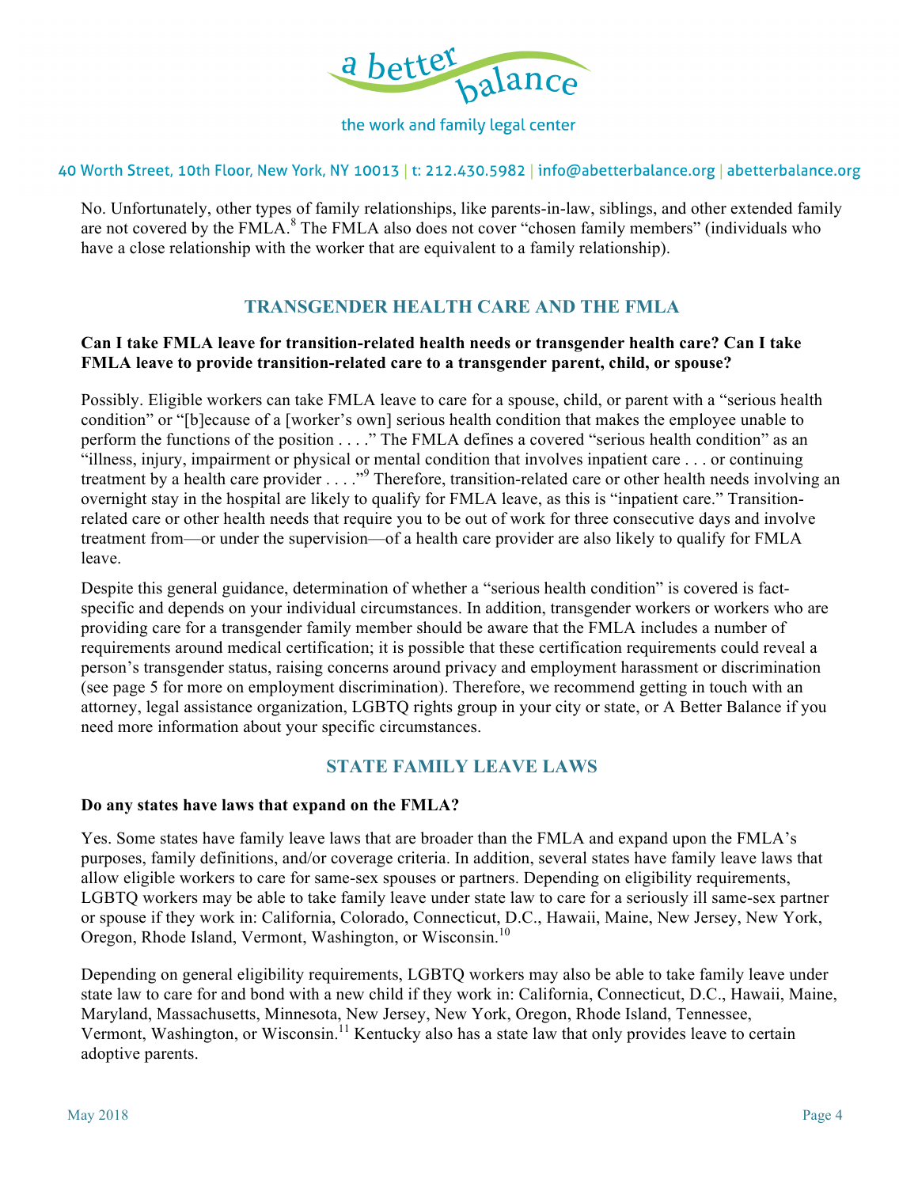No. Unfortunately, other types of family relationships, like parents-in-law, siblings, and other extended family are not covered by the FMLA.[8] The FMLA also does not cover "chosen family members" (individuals who have a close relationship with the worker that are equivalent to a family relationship).

## TRANSGENDER HEALTH CARE AND THE FMLA

**Can I take FMLA leave for transition-related health needs or transgender health care? Can I take FMLA leave to provide transition-related care to a transgender parent, child, or spouse?**

Possibly. Eligible workers can take FMLA leave to care for a spouse, child, or parent with a "serious health condition" or "[b]ecause of a [worker's own] serious health condition that makes the employee unable to perform the functions of the position . . . ." The FMLA defines a covered "serious health condition" as an "illness, injury, impairment or physical or mental condition that involves inpatient care . . . or continuing treatment by a health care provider . . . ."[9] Therefore, transition-related care or other health needs involving an overnight stay in the hospital are likely to qualify for FMLA leave, as this is "inpatient care." Transition-related care or other health needs that require you to be out of work for three consecutive days and involve treatment from—or under the supervision—of a health care provider are also likely to qualify for FMLA leave.

Despite this general guidance, determination of whether a "serious health condition" is covered is fact-specific and depends on your individual circumstances. In addition, transgender workers or workers who are providing care for a transgender family member should be aware that the FMLA includes a number of requirements around medical certification; it is possible that these certification requirements could reveal a person's transgender status, raising concerns around privacy and employment harassment or discrimination (see page 5 for more on employment discrimination). Therefore, we recommend getting in touch with an attorney, legal assistance organization, LGBTQ rights group in your city or state, or A Better Balance if you need more information about your specific circumstances.

## STATE FAMILY LEAVE LAWS

**Do any states have laws that expand on the FMLA?**

Yes. Some states have family leave laws that are broader than the FMLA and expand upon the FMLA's purposes, family definitions, and/or coverage criteria. In addition, several states have family leave laws that allow eligible workers to care for same-sex spouses or partners. Depending on eligibility requirements, LGBTQ workers may be able to take family leave under state law to care for a seriously ill same-sex partner or spouse if they work in: California, Colorado, Connecticut, D.C., Hawaii, Maine, New Jersey, New York, Oregon, Rhode Island, Vermont, Washington, or Wisconsin.[10]

Depending on general eligibility requirements, LGBTQ workers may also be able to take family leave under state law to care for and bond with a new child if they work in: California, Connecticut, D.C., Hawaii, Maine, Maryland, Massachusetts, Minnesota, New Jersey, New York, Oregon, Rhode Island, Tennessee, Vermont, Washington, or Wisconsin.[11] Kentucky also has a state law that only provides leave to certain adoptive parents.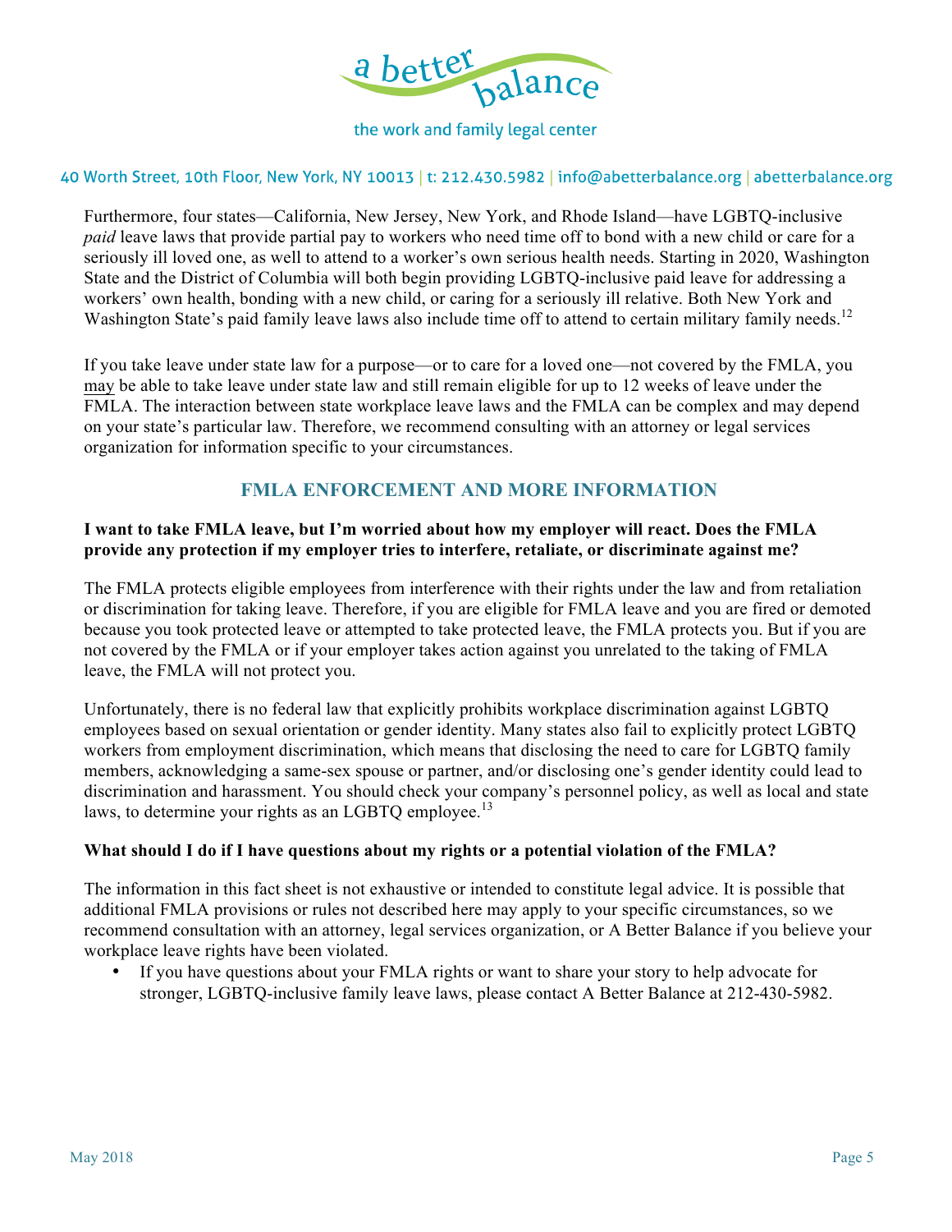Furthermore, four states—California, New Jersey, New York, and Rhode Island—have LGBTQ-inclusive *paid* leave laws that provide partial pay to workers who need time off to bond with a new child or care for a seriously ill loved one, as well to attend to a worker's own serious health needs. Starting in 2020, Washington State and the District of Columbia will both begin providing LGBTQ-inclusive paid leave for addressing a workers' own health, bonding with a new child, or caring for a seriously ill relative. Both New York and Washington State's paid family leave laws also include time off to attend to certain military family needs.[12]

If you take leave under state law for a purpose—or to care for a loved one—not covered by the FMLA, you may be able to take leave under state law and still remain eligible for up to 12 weeks of leave under the FMLA. The interaction between state workplace leave laws and the FMLA can be complex and may depend on your state's particular law. Therefore, we recommend consulting with an attorney or legal services organization for information specific to your circumstances.

## FMLA ENFORCEMENT AND MORE INFORMATION

**I want to take FMLA leave, but I'm worried about how my employer will react. Does the FMLA provide any protection if my employer tries to interfere, retaliate, or discriminate against me?**

The FMLA protects eligible employees from interference with their rights under the law and from retaliation or discrimination for taking leave. Therefore, if you are eligible for FMLA leave and you are fired or demoted because you took protected leave or attempted to take protected leave, the FMLA protects you. But if you are not covered by the FMLA or if your employer takes action against you unrelated to the taking of FMLA leave, the FMLA will not protect you.

Unfortunately, there is no federal law that explicitly prohibits workplace discrimination against LGBTQ employees based on sexual orientation or gender identity. Many states also fail to explicitly protect LGBTQ workers from employment discrimination, which means that disclosing the need to care for LGBTQ family members, acknowledging a same-sex spouse or partner, and/or disclosing one's gender identity could lead to discrimination and harassment. You should check your company's personnel policy, as well as local and state laws, to determine your rights as an LGBTQ employee.[13]

**What should I do if I have questions about my rights or a potential violation of the FMLA?**

The information in this fact sheet is not exhaustive or intended to constitute legal advice. It is possible that additional FMLA provisions or rules not described here may apply to your specific circumstances, so we recommend consultation with an attorney, legal services organization, or A Better Balance if you believe your workplace leave rights have been violated.

- If you have questions about your FMLA rights or want to share your story to help advocate for stronger, LGBTQ-inclusive family leave laws, please contact A Better Balance at 212-430-5982.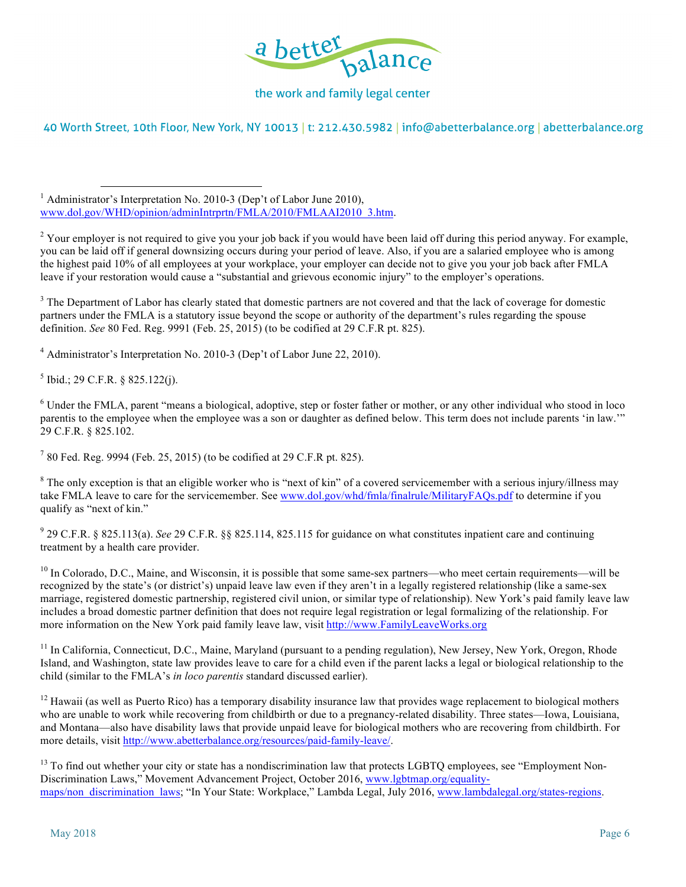a better balance

the work and family legal center

40 Worth Street, 10th Floor, New York, NY 10013 | t: 212.430.5982 | info@abetterbalance.org | abetterbalance.org

[1] Administrator's Interpretation No. 2010-3 (Dep't of Labor June 2010), www.dol.gov/WHD/opinion/adminIntrprtn/FMLA/2010/FMLAAI2010_3.htm.

[2] Your employer is not required to give you your job back if you would have been laid off during this period anyway. For example, you can be laid off if general downsizing occurs during your period of leave. Also, if you are a salaried employee who is among the highest paid 10% of all employees at your workplace, your employer can decide not to give you your job back after FMLA leave if your restoration would cause a "substantial and grievous economic injury" to the employer's operations.

[3] The Department of Labor has clearly stated that domestic partners are not covered and that the lack of coverage for domestic partners under the FMLA is a statutory issue beyond the scope or authority of the department's rules regarding the spouse definition. *See* 80 Fed. Reg. 9991 (Feb. 25, 2015) (to be codified at 29 C.F.R pt. 825).

[4] Administrator's Interpretation No. 2010-3 (Dep't of Labor June 22, 2010).

[5] Ibid.; 29 C.F.R. § 825.122(j).

[6] Under the FMLA, parent "means a biological, adoptive, step or foster father or mother, or any other individual who stood in loco parentis to the employee when the employee was a son or daughter as defined below. This term does not include parents 'in law.'" 29 C.F.R. § 825.102.

[7] 80 Fed. Reg. 9994 (Feb. 25, 2015) (to be codified at 29 C.F.R pt. 825).

[8] The only exception is that an eligible worker who is "next of kin" of a covered servicemember with a serious injury/illness may take FMLA leave to care for the servicemember. See www.dol.gov/whd/fmla/finalrule/MilitaryFAQs.pdf to determine if you qualify as "next of kin."

[9] 29 C.F.R. § 825.113(a). *See* 29 C.F.R. §§ 825.114, 825.115 for guidance on what constitutes inpatient care and continuing treatment by a health care provider.

[10] In Colorado, D.C., Maine, and Wisconsin, it is possible that some same-sex partners—who meet certain requirements—will be recognized by the state's (or district's) unpaid leave law even if they aren't in a legally registered relationship (like a same-sex marriage, registered domestic partnership, registered civil union, or similar type of relationship). New York's paid family leave law includes a broad domestic partner definition that does not require legal registration or legal formalizing of the relationship. For more information on the New York paid family leave law, visit http://www.FamilyLeaveWorks.org

[11] In California, Connecticut, D.C., Maine, Maryland (pursuant to a pending regulation), New Jersey, New York, Oregon, Rhode Island, and Washington, state law provides leave to care for a child even if the parent lacks a legal or biological relationship to the child (similar to the FMLA's *in loco parentis* standard discussed earlier).

[12] Hawaii (as well as Puerto Rico) has a temporary disability insurance law that provides wage replacement to biological mothers who are unable to work while recovering from childbirth or due to a pregnancy-related disability. Three states—Iowa, Louisiana, and Montana—also have disability laws that provide unpaid leave for biological mothers who are recovering from childbirth. For more details, visit http://www.abetterbalance.org/resources/paid-family-leave/.

[13] To find out whether your city or state has a nondiscrimination law that protects LGBTQ employees, see "Employment Non-Discrimination Laws," Movement Advancement Project, October 2016, www.lgbtmap.org/equality-maps/non_discrimination_laws; "In Your State: Workplace," Lambda Legal, July 2016, www.lambdalegal.org/states-regions.

May 2018